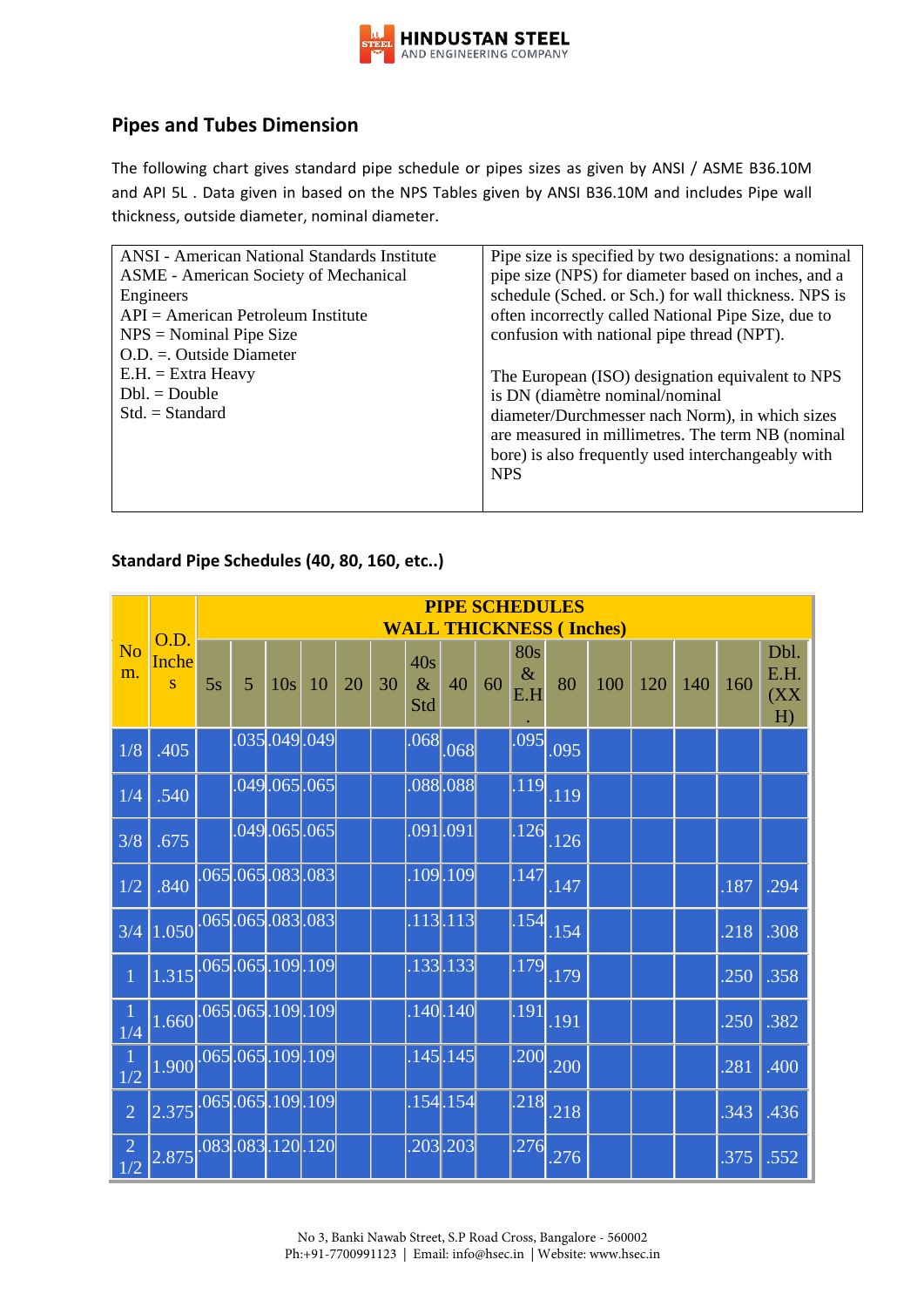## Pipes and Tubes Dimension

The following chart gives standard pipe schedule or pipes sizes as given by ANSI / ASME B36.10M and API 5L . Data given in based on the NPS Tables given by ANSI B36.10M and includes Pipe wall thickness, outside diameter, nominal diameter.

| | |
|---|---|
| ANSI - American National Standards Institute<br>ASME - American Society of Mechanical Engineers<br>API = American Petroleum Institute<br>NPS = Nominal Pipe Size<br>O.D. =. Outside Diameter<br>E.H. = Extra Heavy<br>Dbl. = Double<br>Std. = Standard | Pipe size is specified by two designations: a nominal pipe size (NPS) for diameter based on inches, and a schedule (Sched. or Sch.) for wall thickness. NPS is often incorrectly called National Pipe Size, due to confusion with national pipe thread (NPT).<br><br>The European (ISO) designation equivalent to NPS is DN (diamètre nominal/nominal diameter/Durchmesser nach Norm), in which sizes are measured in millimetres. The term NB (nominal bore) is also frequently used interchangeably with NPS |

### Standard Pipe Schedules (40, 80, 160, etc..)

| Nom. | O.D. Inches | PIPE SCHEDULES WALL THICKNESS ( Inches) | | | | | | | | | | | | | | | |
|---|---|---|---|---|---|---|---|---|---|---|---|---|---|---|---|---|---|
| | | 5s | 5 | 10s | 10 | 20 | 30 | 40s & Std | 40 | 60 | 80s & E.H. | 80 | 100 | 120 | 140 | 160 | Dbl. E.H. (XXH) |
| 1/8 | .405 | | .035 | .049 | .049 | | | .068 | .068 | | .095 | .095 | | | | | |
| 1/4 | .540 | | .049 | .065 | .065 | | | .088 | .088 | | .119 | .119 | | | | | |
| 3/8 | .675 | | .049 | .065 | .065 | | | .091 | .091 | | .126 | .126 | | | | | |
| 1/2 | .840 | .065 | .065 | .083 | .083 | | | .109 | .109 | | .147 | .147 | | | | .187 | .294 |
| 3/4 | 1.050 | .065 | .065 | .083 | .083 | | | .113 | .113 | | .154 | .154 | | | | .218 | .308 |
| 1 | 1.315 | .065 | .065 | .109 | .109 | | | .133 | .133 | | .179 | .179 | | | | .250 | .358 |
| 1 1/4 | 1.660 | .065 | .065 | .109 | .109 | | | .140 | .140 | | .191 | .191 | | | | .250 | .382 |
| 1 1/2 | 1.900 | .065 | .065 | .109 | .109 | | | .145 | .145 | | .200 | .200 | | | | .281 | .400 |
| 2 | 2.375 | .065 | .065 | .109 | .109 | | | .154 | .154 | | .218 | .218 | | | | .343 | .436 |
| 2 1/2 | 2.875 | .083 | .083 | .120 | .120 | | | .203 | .203 | | .276 | .276 | | | | .375 | .552 |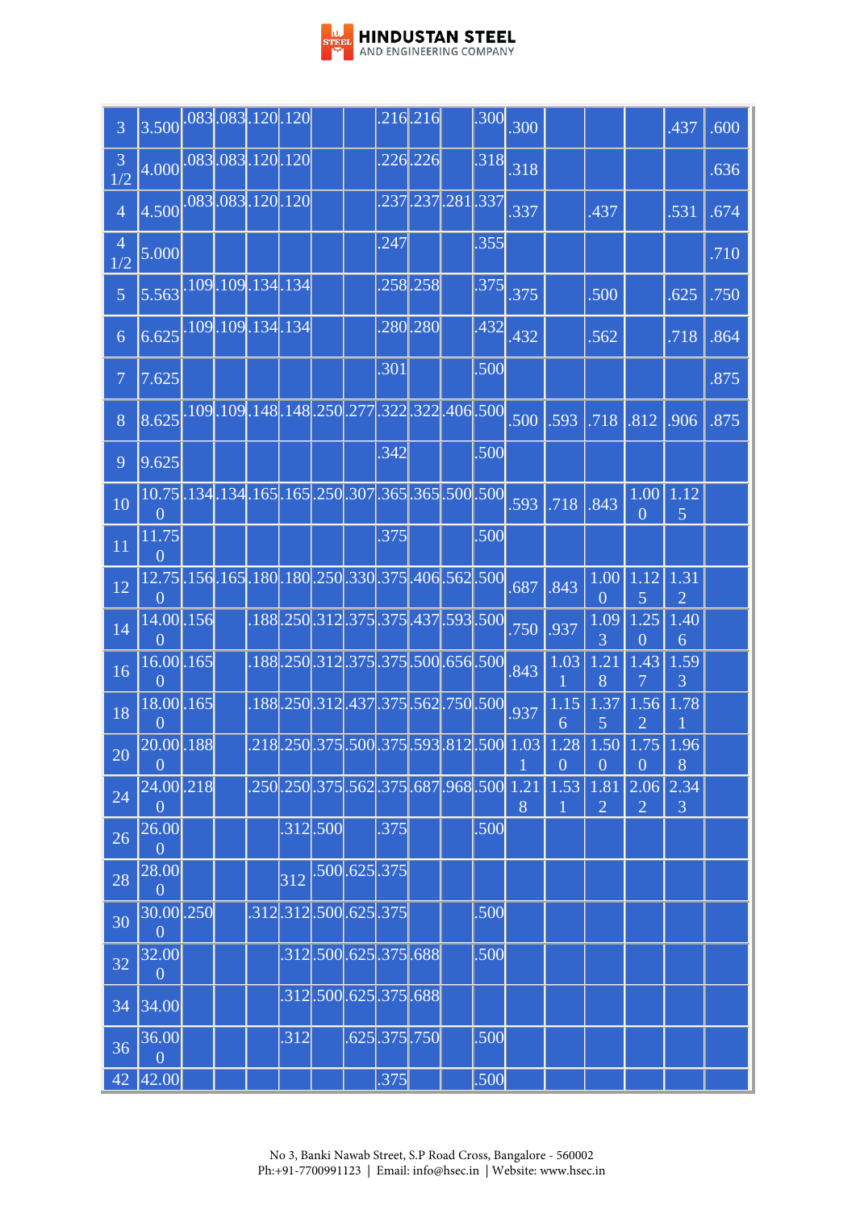| | | | | | | | | | | | | | | | | | |
|---|---|---|---|---|---|---|---|---|---|---|---|---|---|---|---|---|---|
| 3 | 3.500 | .083 | .083 | .120 | .120 | | | .216 | .216 | | .300 | .300 | | | | .437 | .600 |
| 3 1/2 | 4.000 | .083 | .083 | .120 | .120 | | | .226 | .226 | | .318 | .318 | | | | | .636 |
| 4 | 4.500 | .083 | .083 | .120 | .120 | | | .237 | .237 | .281 | .337 | .337 | | .437 | | .531 | .674 |
| 4 1/2 | 5.000 | | | | | | | .247 | | | .355 | | | | | | .710 |
| 5 | 5.563 | .109 | .109 | .134 | .134 | | | .258 | .258 | | .375 | .375 | | .500 | | .625 | .750 |
| 6 | 6.625 | .109 | .109 | .134 | .134 | | | .280 | .280 | | .432 | .432 | | .562 | | .718 | .864 |
| 7 | 7.625 | | | | | | | .301 | | | .500 | | | | | | .875 |
| 8 | 8.625 | .109 | .109 | .148 | .148 | .250 | .277 | .322 | .322 | .406 | .500 | .500 | .593 | .718 | .812 | .906 | .875 |
| 9 | 9.625 | | | | | | | .342 | | | .500 | | | | | | |
| 10 | 10.750 | .134 | .134 | .165 | .165 | .250 | .307 | .365 | .365 | .500 | .500 | .593 | .718 | .843 | 1.000 | 1.125 | |
| 11 | 11.750 | | | | | | | .375 | | | .500 | | | | | | |
| 12 | 12.750 | .156 | .165 | .180 | .180 | .250 | .330 | .375 | .406 | .562 | .500 | .687 | .843 | 1.000 | 1.125 | 1.312 | |
| 14 | 14.000 | .156 | | .188 | .250 | .312 | .375 | .375 | .437 | .593 | .500 | .750 | .937 | 1.093 | 1.250 | 1.406 | |
| 16 | 16.000 | .165 | | .188 | .250 | .312 | .375 | .375 | .500 | .656 | .500 | .843 | 1.031 | 1.218 | 1.437 | 1.593 | |
| 18 | 18.000 | .165 | | .188 | .250 | .312 | .437 | .375 | .562 | .750 | .500 | .937 | 1.156 | 1.375 | 1.562 | 1.781 | |
| 20 | 20.000 | .188 | | .218 | .250 | .375 | .500 | .375 | .593 | .812 | .500 | 1.031 | 1.280 | 1.500 | 1.750 | 1.968 | |
| 24 | 24.000 | .218 | | .250 | .250 | .375 | .562 | .375 | .687 | .968 | .500 | 1.218 | 1.531 | 1.812 | 2.062 | 2.343 | |
| 26 | 26.000 | | | | .312 | .500 | | .375 | | | .500 | | | | | | |
| 28 | 28.000 | | | | 312 | .500 | .625 | .375 | | | | | | | | | |
| 30 | 30.000 | .250 | | .312 | .312 | .500 | .625 | .375 | | | .500 | | | | | | |
| 32 | 32.000 | | | | .312 | .500 | .625 | .375 | .688 | | .500 | | | | | | |
| 34 | 34.00 | | | | .312 | .500 | .625 | .375 | .688 | | | | | | | | |
| 36 | 36.000 | | | | .312 | | .625 | .375 | .750 | | .500 | | | | | | |
| 42 | 42.00 | | | | | | | .375 | | | .500 | | | | | | |

No 3, Banki Nawab Street, S.P Road Cross, Bangalore - 560002
Ph:+91-7700991123 | Email: info@hsec.in | Website: www.hsec.in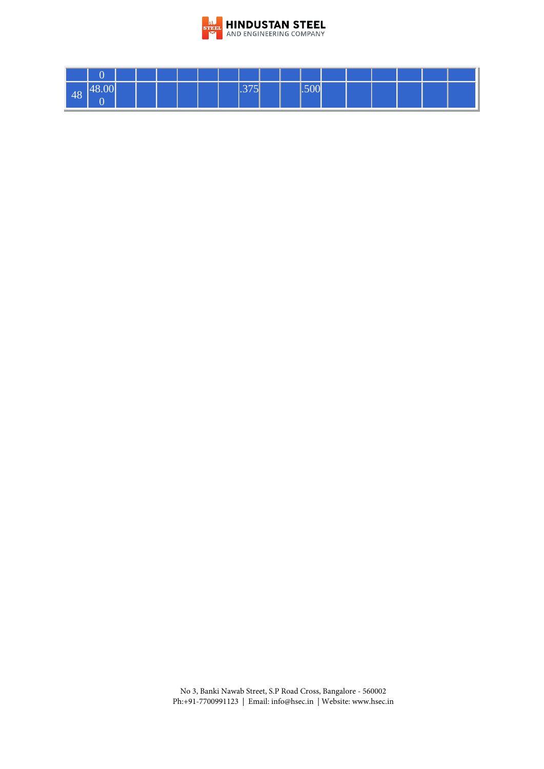| | | | | | | | | | | | | | | | | | |
|---|---|---|---|---|---|---|---|---|---|---|---|---|---|---|---|---|---|
| | 0 | | | | | | | | | | | | | | | | |
| 48 | 48.000 | | | | | | | .375 | | | .500 | | | | | | |